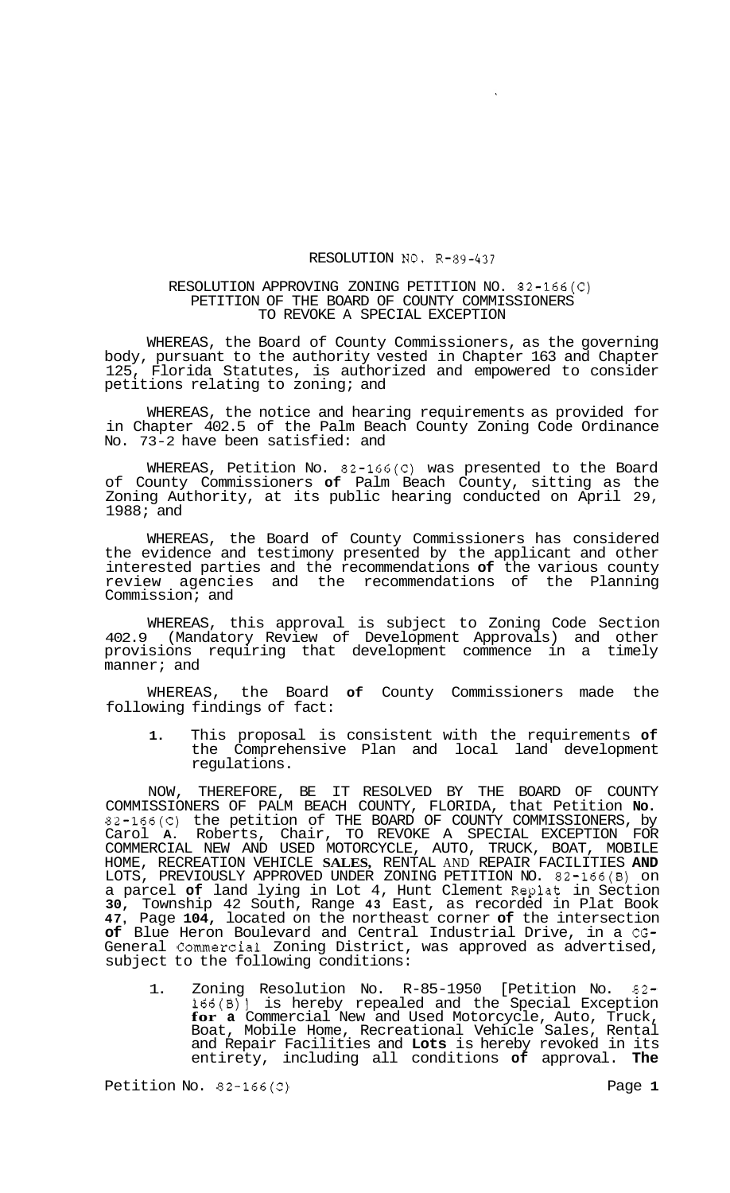# RESOLUTION NO. R-89-437

## RESOLUTION APPROVING ZONING PETITION NO. 82-166(C) PETITION OF THE BOARD OF COUNTY COMMISSIONERS TO REVOKE A SPECIAL EXCEPTION

WHEREAS, the Board of County Commissioners, as the governing body, pursuant to the authority vested in Chapter 163 and Chapter 125, Florida Statutes, is authorized and empowered to consider petitions relating to zoning; and

WHEREAS, the notice and hearing requirements as provided for in Chapter 402.5 of the Palm Beach County Zoning Code Ordinance No. 73-2 have been satisfied: and

WHEREAS, Petition No. 82-166(C) was presented to the Board of County Commissioners **of** Palm Beach County, sitting as the Zoning Authority, at its public hearing conducted on April 29, 1988; and

WHEREAS, the Board of County Commissioners has considered the evidence and testimony presented by the applicant and other interested parties and the recommendations **of** the various county review agencies and the recommendations of the Planning Commission; and

WHEREAS, this approval is subject to Zoning Code Section 402.9 (Mandatory Review of Development Approvals) and other provisions requiring that development commence in a timely manner; and

WHEREAS, the Board **of** County Commissioners made the following findings of fact:

1. This proposal is consistent with the requirements **of** the Comprehensive Plan and local land development regulations.

NOW, THEREFORE, BE IT RESOLVED BY THE BOARD OF COUNTY COMMISSIONERS OF PALM BEACH COUNTY, FLORIDA, that Petition **No.** 82-166(C) the petition of THE BOARD OF COUNTY COMMISSIONERS, by Carol **A**. Roberts, Chair, TO REVOKE A SPECIAL EXCEPTION FOR COMMERCIAL NEW AND USED MOTORCYCLE, AUTO, TRUCK, BOAT, MOBILE HOME, RECREATION VEHICLE **SALES**, RENTAL AND REPAIR FACILITIES **AND** LOTS, PREVIOUSLY APPROVED UNDER ZONING PETITION NO. 82-166(B) on a parcel **of** land lying in Lot 4, Hunt Clement Replat in Section **30**, Township 42 South, Range **43** East, as recorded in Plat Book **47**, Page **104**, located on the northeast corner **of** the intersection **of** Blue Heron Boulevard and Central Industrial Drive, in a CG-General Commercial Zoning District, was approved as advertised, subject to the following conditions:

1. Zoning Resolution No. R-85-1950 [Petition No. 82-166(B)] is hereby repealed and the Special Exception **for a** Commercial New and Used Motorcycle, Auto, Truck, Boat, Mobile Home, Recreational Vehicle Sales, Rental and Repair Facilities and **Lots** is hereby revoked in its entirety, including all conditions **of** approval. **The**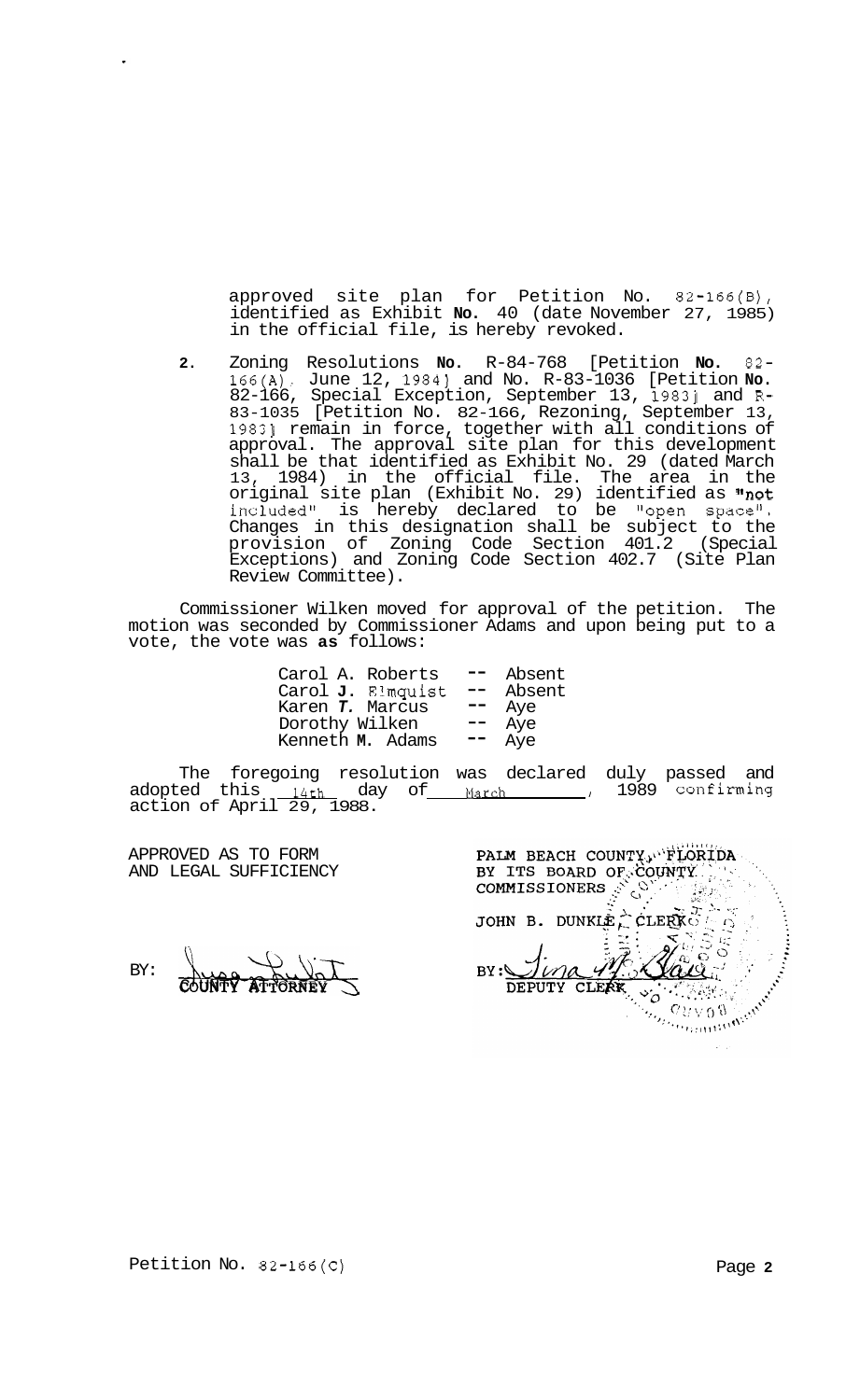approved site plan for Petition No. 82-166(B), identified as Exhibit No. 40 (date November 27, 1985) in the official file, is hereby revoked.

2. Zoning Resolutions No. R-84-768 [Petition No. 82-166(A), June 12, 1984] and No. R-83-1036 [Petition No. 82-166, Special Exception, September 13, 1983] and R-83-1035 [Petition No. 82-166, Rezoning, September 13, 1983] remain in force, together with all conditions of approval. The approval site plan for this development shall be that identified as Exhibit No. 29 (dated March 13, 1984) in the official file. The area in the original site plan (Exhibit No. 29) identified as "not included" is hereby declared to be "open space". Changes in this designation shall be subject to the provision of Zoning Code Section 401.2 (Special Exceptions) and Zoning Code Section 402.7 (Site Plan Review Committee).

Commissioner Wilken moved for approval of the petition. The motion was seconded by Commissioner Adams and upon being put to a vote, the vote was as follows:

| | | |
|---|---|---|
| Carol A. Roberts | -- | Absent |
| Carol J. Elmquist | -- | Absent |
| Karen T. Marcus | -- | Aye |
| Dorothy Wilken | -- | Aye |
| Kenneth M. Adams | -- | Aye |

The foregoing resolution was declared duly passed and adopted this 14th day of March, 1989 confirming action of April 29, 1988.

APPROVED AS TO FORM AND LEGAL SUFFICIENCY

BY: COUNTY ATTORNEY

PALM BEACH COUNTY, FLORIDA
BY ITS BOARD OF COUNTY COMMISSIONERS

JOHN B. DUNKLE, CLERK

BY: DEPUTY CLERK

Petition No. 82-166(C)